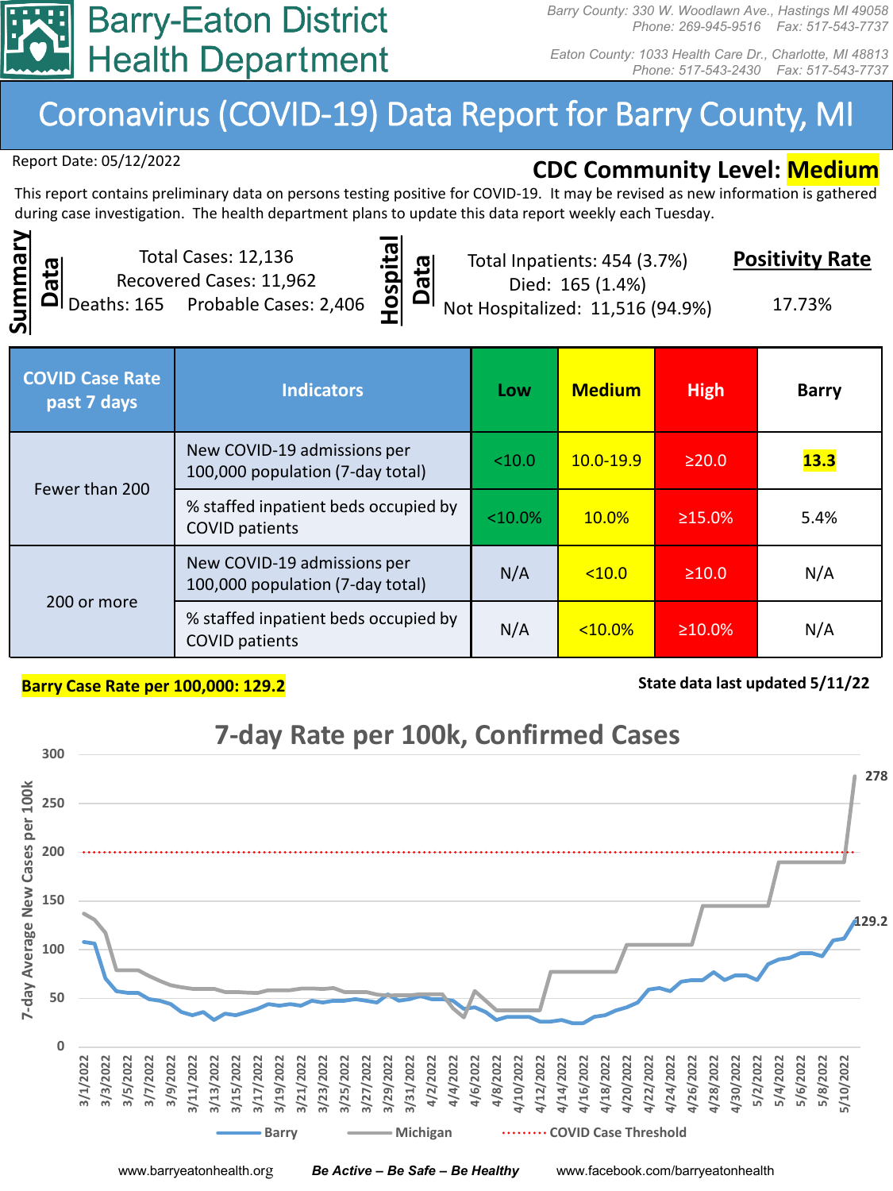# Barry-Eaton District Health Department

Barry County: 330 W. Woodlawn Ave., Hastings MI 49058
Phone: 269-945-9516 Fax: 517-543-7737

Eaton County: 1033 Health Care Dr., Charlotte, MI 48813
Phone: 517-543-2430 Fax: 517-543-7737

## Coronavirus (COVID-19) Data Report for Barry County, MI

Report Date: 05/12/2022

**CDC Community Level: Medium**

This report contains preliminary data on persons testing positive for COVID-19. It may be revised as new information is gathered during case investigation. The health department plans to update this data report weekly each Tuesday.

### Summary Data

Total Cases: 12,136
Recovered Cases: 11,962
Deaths: 165
Probable Cases: 2,406

### Hospital Data

Total Inpatients: 454 (3.7%)
Died: 165 (1.4%)
Not Hospitalized: 11,516 (94.9%)

### Positivity Rate

17.73%

| COVID Case Rate past 7 days | Indicators | Low | Medium | High | Barry |
|---|---|---|---|---|---|
| Fewer than 200 | New COVID-19 admissions per 100,000 population (7-day total) | <10.0 | 10.0-19.9 | ≥20.0 | **13.3** |
| | % staffed inpatient beds occupied by COVID patients | <10.0% | 10.0% | ≥15.0% | 5.4% |
| 200 or more | New COVID-19 admissions per 100,000 population (7-day total) | N/A | <10.0 | ≥10.0 | N/A |
| | % staffed inpatient beds occupied by COVID patients | N/A | <10.0% | ≥10.0% | N/A |

**Barry Case Rate per 100,000: 129.2**

**State data last updated 5/11/22**

### 7-day Rate per 100k, Confirmed Cases

www.barryeatonhealth.org *Be Active – Be Safe – Be Healthy* www.facebook.com/barryeatonhealth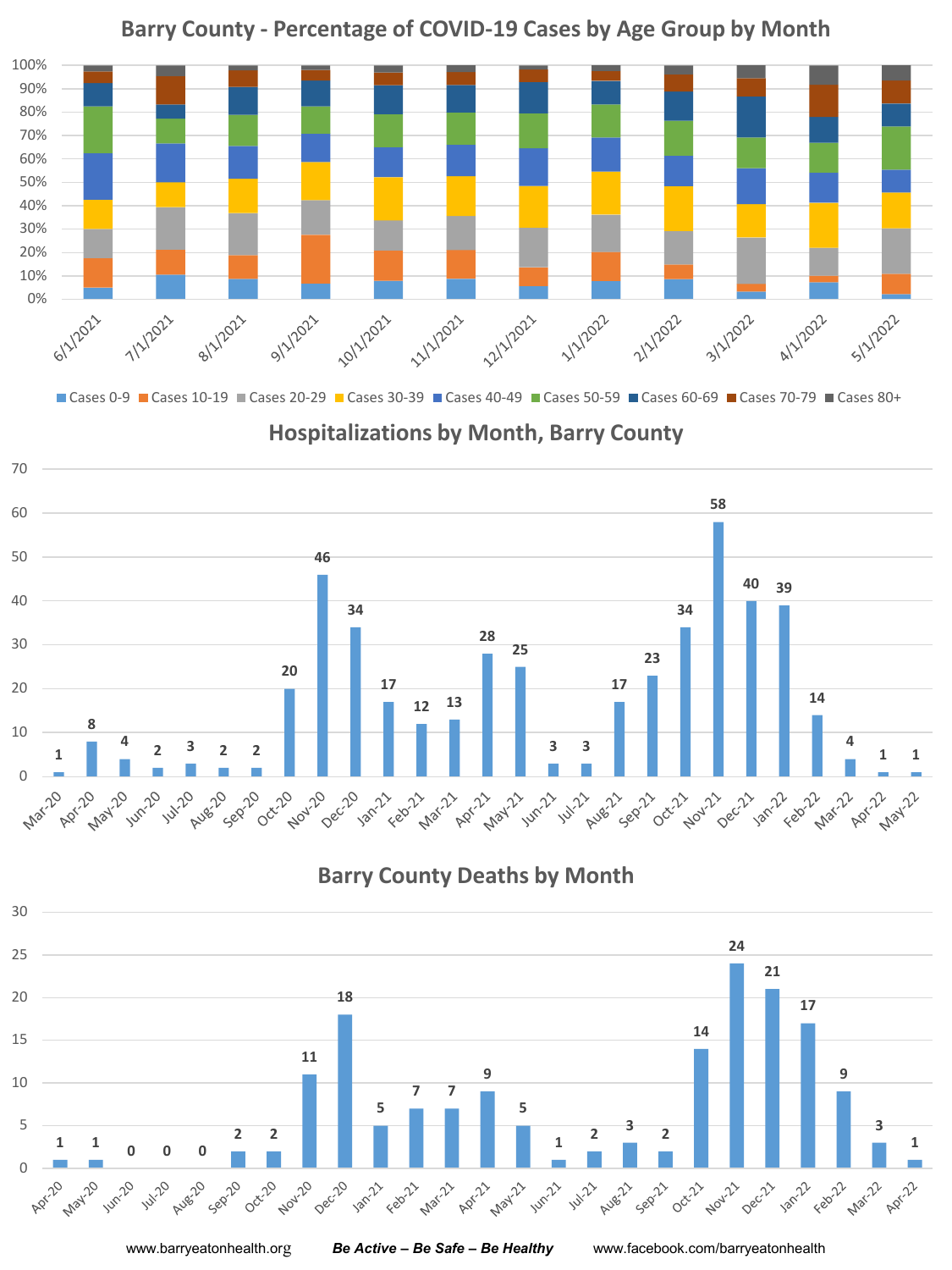## Barry County - Percentage of COVID-19 Cases by Age Group by Month

100%
90%
80%
70%
60%
50%
40%
30%
20%
10%
0%

6/1/2021 7/1/2021 8/1/2021 9/1/2021 10/1/2021 11/1/2021 12/1/2021 1/1/2022 2/1/2022 3/1/2022 4/1/2022 5/1/2022

Cases 0-9 Cases 10-19 Cases 20-29 Cases 30-39 Cases 40-49 Cases 50-59 Cases 60-69 Cases 70-79 Cases 80+

## Hospitalizations by Month, Barry County

70
60
50
40
30
20
10
0

1 8 4 2 3 2 2 20 46 34 17 12 13 28 25 3 3 17 23 34 58 40 39 14 4 1 1

Mar-20 Apr-20 May-20 Jun-20 Jul-20 Aug-20 Sep-20 Oct-20 Nov-20 Dec-20 Jan-21 Feb-21 Mar-21 Apr-21 May-21 Jun-21 Jul-21 Aug-21 Sep-21 Oct-21 Nov-21 Dec-21 Jan-22 Feb-22 Mar-22 Apr-22 May-22

## Barry County Deaths by Month

30
25
20
15
10
5
0

1 1 0 0 0 2 2 11 18 5 7 7 9 5 1 2 3 2 14 24 21 17 9 3 1

Apr-20 May-20 Jun-20 Jul-20 Aug-20 Sep-20 Oct-20 Nov-20 Dec-20 Jan-21 Feb-21 Mar-21 Apr-21 May-21 Jun-21 Jul-21 Aug-21 Sep-21 Oct-21 Nov-21 Dec-21 Jan-22 Feb-22 Mar-22 Apr-22

www.barryeatonhealth.org ***Be Active – Be Safe – Be Healthy*** www.facebook.com/barryeatonhealth